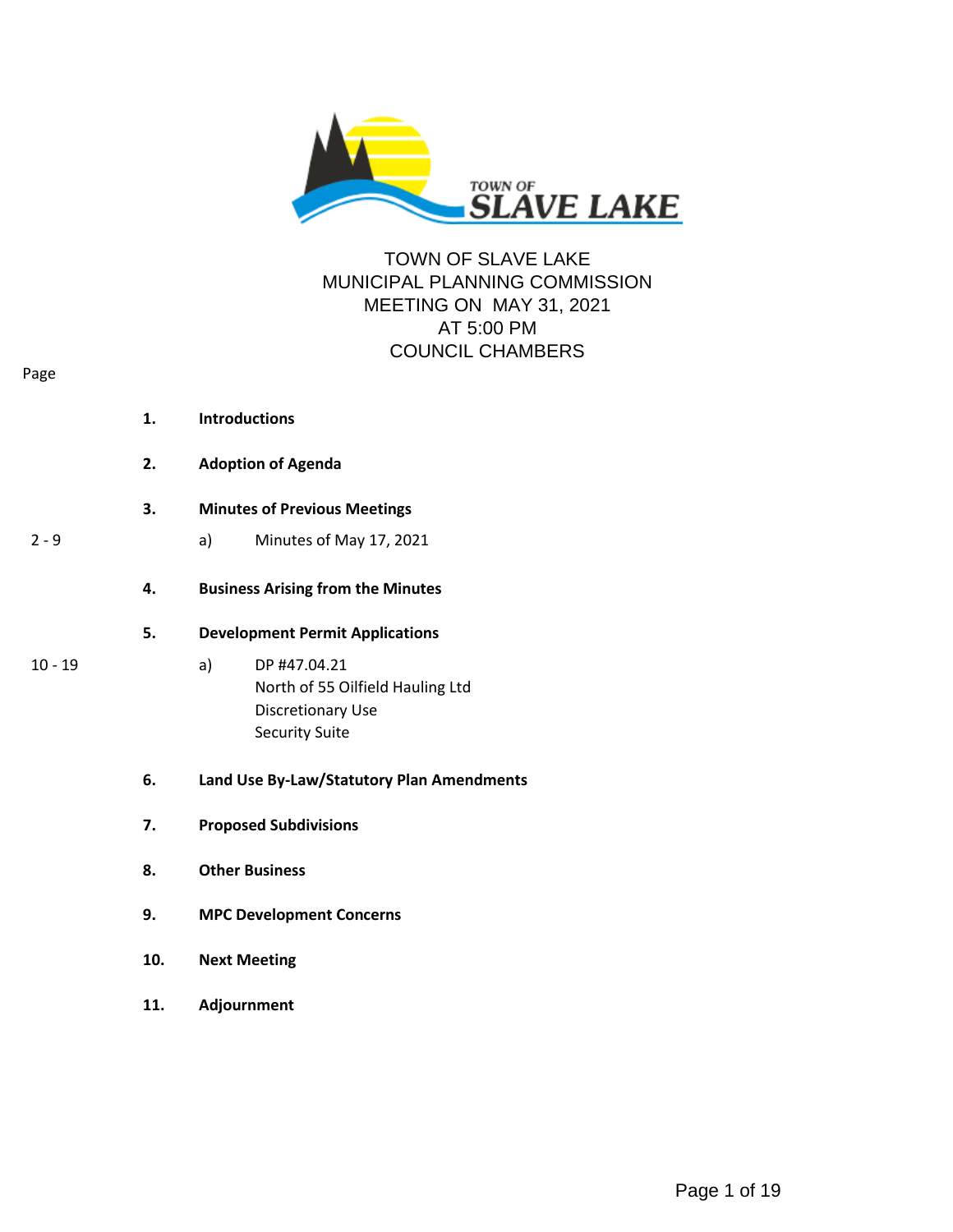TOWN OF SLAVE LAKE
MUNICIPAL PLANNING COMMISSION
MEETING ON MAY 31, 2021
AT 5:00 PM
COUNCIL CHAMBERS

| Page | | |
|---|---|---|
| | **1.** | **Introductions** |
| | **2.** | **Adoption of Agenda** |
| | **3.** | **Minutes of Previous Meetings** |
| 2 - 9 | | a) Minutes of May 17, 2021 |
| | **4.** | **Business Arising from the Minutes** |
| | **5.** | **Development Permit Applications** |
| 10 - 19 | | a) DP #47.04.21<br>North of 55 Oilfield Hauling Ltd<br>Discretionary Use<br>Security Suite |
| | **6.** | **Land Use By-Law/Statutory Plan Amendments** |
| | **7.** | **Proposed Subdivisions** |
| | **8.** | **Other Business** |
| | **9.** | **MPC Development Concerns** |
| | **10.** | **Next Meeting** |
| | **11.** | **Adjournment** |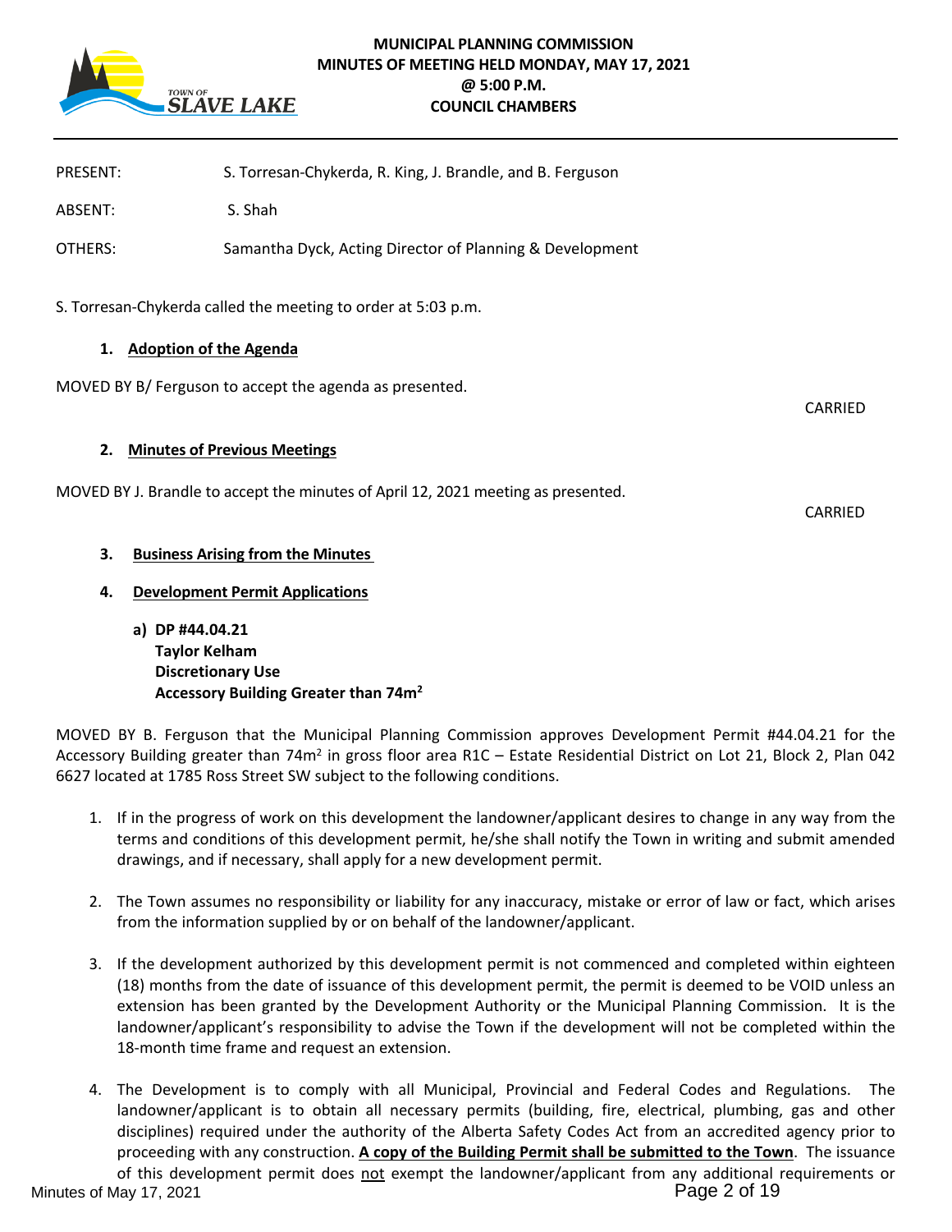# MUNICIPAL PLANNING COMMISSION
## MINUTES OF MEETING HELD MONDAY, MAY 17, 2021
## @ 5:00 P.M.
## COUNCIL CHAMBERS

PRESENT: S. Torresan-Chykerda, R. King, J. Brandle, and B. Ferguson

ABSENT: S. Shah

OTHERS: Samantha Dyck, Acting Director of Planning & Development

S. Torresan-Chykerda called the meeting to order at 5:03 p.m.

### 1. Adoption of the Agenda

MOVED BY B/ Ferguson to accept the agenda as presented.

CARRIED

### 2. Minutes of Previous Meetings

MOVED BY J. Brandle to accept the minutes of April 12, 2021 meeting as presented.

CARRIED

### 3. Business Arising from the Minutes

### 4. Development Permit Applications

**a) DP #44.04.21**
**Taylor Kelham**
**Discretionary Use**
**Accessory Building Greater than 74m$^2$**

MOVED BY B. Ferguson that the Municipal Planning Commission approves Development Permit #44.04.21 for the Accessory Building greater than 74m$^2$ in gross floor area R1C – Estate Residential District on Lot 21, Block 2, Plan 042 6627 located at 1785 Ross Street SW subject to the following conditions.

1. If in the progress of work on this development the landowner/applicant desires to change in any way from the terms and conditions of this development permit, he/she shall notify the Town in writing and submit amended drawings, and if necessary, shall apply for a new development permit.

2. The Town assumes no responsibility or liability for any inaccuracy, mistake or error of law or fact, which arises from the information supplied by or on behalf of the landowner/applicant.

3. If the development authorized by this development permit is not commenced and completed within eighteen (18) months from the date of issuance of this development permit, the permit is deemed to be VOID unless an extension has been granted by the Development Authority or the Municipal Planning Commission. It is the landowner/applicant's responsibility to advise the Town if the development will not be completed within the 18-month time frame and request an extension.

4. The Development is to comply with all Municipal, Provincial and Federal Codes and Regulations. The landowner/applicant is to obtain all necessary permits (building, fire, electrical, plumbing, gas and other disciplines) required under the authority of the Alberta Safety Codes Act from an accredited agency prior to proceeding with any construction. **A copy of the Building Permit shall be submitted to the Town**. The issuance of this development permit does not exempt the landowner/applicant from any additional requirements or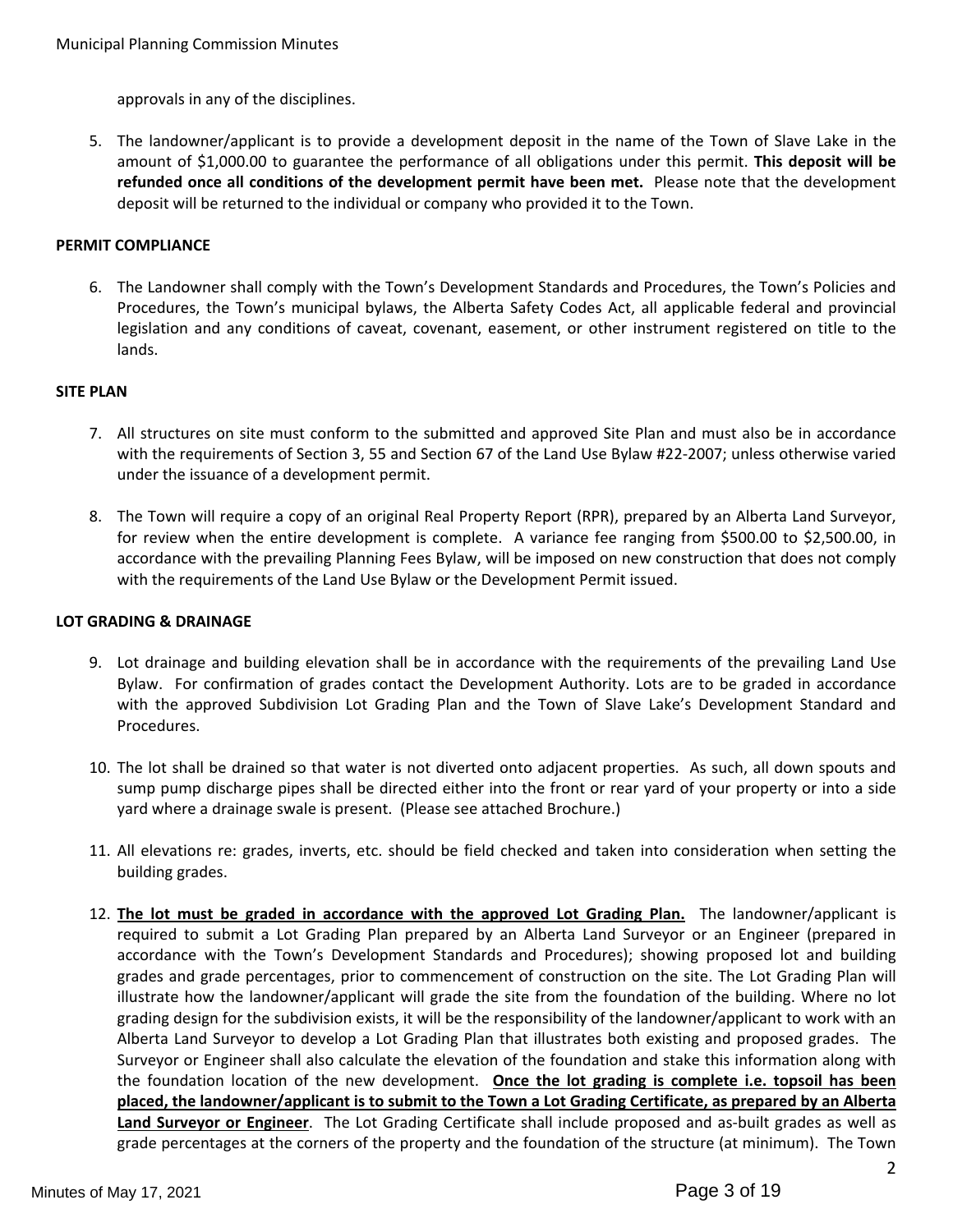approvals in any of the disciplines.

5. The landowner/applicant is to provide a development deposit in the name of the Town of Slave Lake in the amount of $1,000.00 to guarantee the performance of all obligations under this permit. **This deposit will be refunded once all conditions of the development permit have been met.** Please note that the development deposit will be returned to the individual or company who provided it to the Town.

**PERMIT COMPLIANCE**

6. The Landowner shall comply with the Town's Development Standards and Procedures, the Town's Policies and Procedures, the Town's municipal bylaws, the Alberta Safety Codes Act, all applicable federal and provincial legislation and any conditions of caveat, covenant, easement, or other instrument registered on title to the lands.

**SITE PLAN**

7. All structures on site must conform to the submitted and approved Site Plan and must also be in accordance with the requirements of Section 3, 55 and Section 67 of the Land Use Bylaw #22-2007; unless otherwise varied under the issuance of a development permit.

8. The Town will require a copy of an original Real Property Report (RPR), prepared by an Alberta Land Surveyor, for review when the entire development is complete. A variance fee ranging from $500.00 to $2,500.00, in accordance with the prevailing Planning Fees Bylaw, will be imposed on new construction that does not comply with the requirements of the Land Use Bylaw or the Development Permit issued.

**LOT GRADING & DRAINAGE**

9. Lot drainage and building elevation shall be in accordance with the requirements of the prevailing Land Use Bylaw. For confirmation of grades contact the Development Authority. Lots are to be graded in accordance with the approved Subdivision Lot Grading Plan and the Town of Slave Lake's Development Standard and Procedures.

10. The lot shall be drained so that water is not diverted onto adjacent properties. As such, all down spouts and sump pump discharge pipes shall be directed either into the front or rear yard of your property or into a side yard where a drainage swale is present. (Please see attached Brochure.)

11. All elevations re: grades, inverts, etc. should be field checked and taken into consideration when setting the building grades.

12. **The lot must be graded in accordance with the approved Lot Grading Plan.** The landowner/applicant is required to submit a Lot Grading Plan prepared by an Alberta Land Surveyor or an Engineer (prepared in accordance with the Town's Development Standards and Procedures); showing proposed lot and building grades and grade percentages, prior to commencement of construction on the site. The Lot Grading Plan will illustrate how the landowner/applicant will grade the site from the foundation of the building. Where no lot grading design for the subdivision exists, it will be the responsibility of the landowner/applicant to work with an Alberta Land Surveyor to develop a Lot Grading Plan that illustrates both existing and proposed grades. The Surveyor or Engineer shall also calculate the elevation of the foundation and stake this information along with the foundation location of the new development. **Once the lot grading is complete i.e. topsoil has been placed, the landowner/applicant is to submit to the Town a Lot Grading Certificate, as prepared by an Alberta Land Surveyor or Engineer**. The Lot Grading Certificate shall include proposed and as-built grades as well as grade percentages at the corners of the property and the foundation of the structure (at minimum). The Town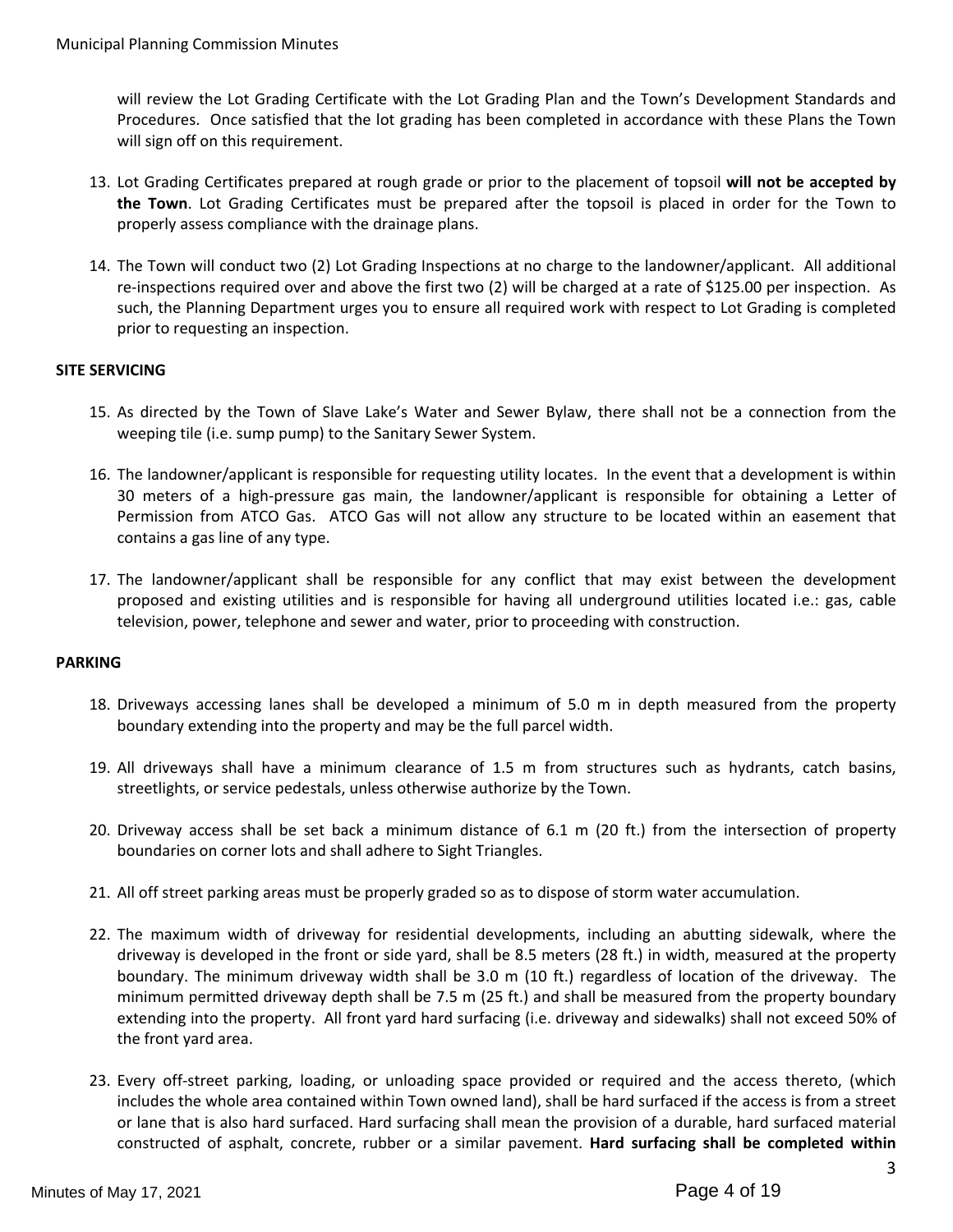will review the Lot Grading Certificate with the Lot Grading Plan and the Town's Development Standards and Procedures. Once satisfied that the lot grading has been completed in accordance with these Plans the Town will sign off on this requirement.

13. Lot Grading Certificates prepared at rough grade or prior to the placement of topsoil **will not be accepted by the Town**. Lot Grading Certificates must be prepared after the topsoil is placed in order for the Town to properly assess compliance with the drainage plans.

14. The Town will conduct two (2) Lot Grading Inspections at no charge to the landowner/applicant. All additional re-inspections required over and above the first two (2) will be charged at a rate of $125.00 per inspection. As such, the Planning Department urges you to ensure all required work with respect to Lot Grading is completed prior to requesting an inspection.

**SITE SERVICING**

15. As directed by the Town of Slave Lake's Water and Sewer Bylaw, there shall not be a connection from the weeping tile (i.e. sump pump) to the Sanitary Sewer System.

16. The landowner/applicant is responsible for requesting utility locates. In the event that a development is within 30 meters of a high-pressure gas main, the landowner/applicant is responsible for obtaining a Letter of Permission from ATCO Gas. ATCO Gas will not allow any structure to be located within an easement that contains a gas line of any type.

17. The landowner/applicant shall be responsible for any conflict that may exist between the development proposed and existing utilities and is responsible for having all underground utilities located i.e.: gas, cable television, power, telephone and sewer and water, prior to proceeding with construction.

**PARKING**

18. Driveways accessing lanes shall be developed a minimum of 5.0 m in depth measured from the property boundary extending into the property and may be the full parcel width.

19. All driveways shall have a minimum clearance of 1.5 m from structures such as hydrants, catch basins, streetlights, or service pedestals, unless otherwise authorize by the Town.

20. Driveway access shall be set back a minimum distance of 6.1 m (20 ft.) from the intersection of property boundaries on corner lots and shall adhere to Sight Triangles.

21. All off street parking areas must be properly graded so as to dispose of storm water accumulation.

22. The maximum width of driveway for residential developments, including an abutting sidewalk, where the driveway is developed in the front or side yard, shall be 8.5 meters (28 ft.) in width, measured at the property boundary. The minimum driveway width shall be 3.0 m (10 ft.) regardless of location of the driveway. The minimum permitted driveway depth shall be 7.5 m (25 ft.) and shall be measured from the property boundary extending into the property. All front yard hard surfacing (i.e. driveway and sidewalks) shall not exceed 50% of the front yard area.

23. Every off-street parking, loading, or unloading space provided or required and the access thereto, (which includes the whole area contained within Town owned land), shall be hard surfaced if the access is from a street or lane that is also hard surfaced. Hard surfacing shall mean the provision of a durable, hard surfaced material constructed of asphalt, concrete, rubber or a similar pavement. **Hard surfacing shall be completed within**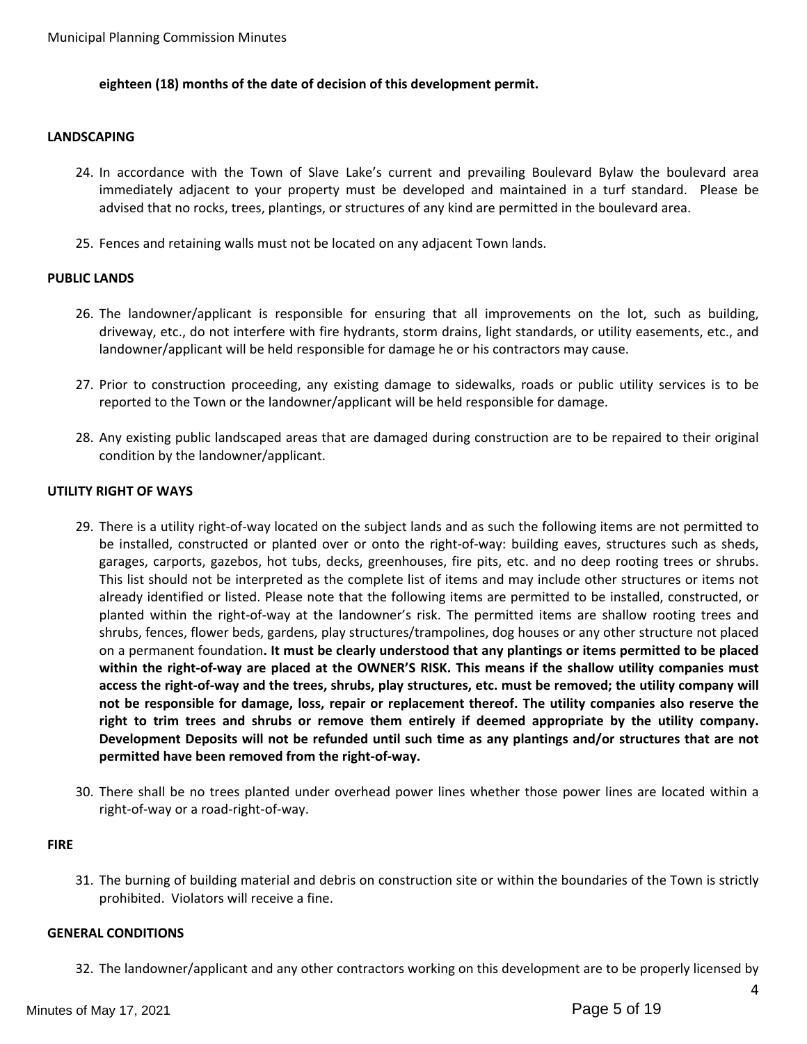**eighteen (18) months of the date of decision of this development permit.**

**LANDSCAPING**

24. In accordance with the Town of Slave Lake's current and prevailing Boulevard Bylaw the boulevard area immediately adjacent to your property must be developed and maintained in a turf standard. Please be advised that no rocks, trees, plantings, or structures of any kind are permitted in the boulevard area.

25. Fences and retaining walls must not be located on any adjacent Town lands.

**PUBLIC LANDS**

26. The landowner/applicant is responsible for ensuring that all improvements on the lot, such as building, driveway, etc., do not interfere with fire hydrants, storm drains, light standards, or utility easements, etc., and landowner/applicant will be held responsible for damage he or his contractors may cause.

27. Prior to construction proceeding, any existing damage to sidewalks, roads or public utility services is to be reported to the Town or the landowner/applicant will be held responsible for damage.

28. Any existing public landscaped areas that are damaged during construction are to be repaired to their original condition by the landowner/applicant.

**UTILITY RIGHT OF WAYS**

29. There is a utility right-of-way located on the subject lands and as such the following items are not permitted to be installed, constructed or planted over or onto the right-of-way: building eaves, structures such as sheds, garages, carports, gazebos, hot tubs, decks, greenhouses, fire pits, etc. and no deep rooting trees or shrubs. This list should not be interpreted as the complete list of items and may include other structures or items not already identified or listed. Please note that the following items are permitted to be installed, constructed, or planted within the right-of-way at the landowner's risk. The permitted items are shallow rooting trees and shrubs, fences, flower beds, gardens, play structures/trampolines, dog houses or any other structure not placed on a permanent foundation**. It must be clearly understood that any plantings or items permitted to be placed within the right-of-way are placed at the OWNER'S RISK. This means if the shallow utility companies must access the right-of-way and the trees, shrubs, play structures, etc. must be removed; the utility company will not be responsible for damage, loss, repair or replacement thereof. The utility companies also reserve the right to trim trees and shrubs or remove them entirely if deemed appropriate by the utility company. Development Deposits will not be refunded until such time as any plantings and/or structures that are not permitted have been removed from the right-of-way.**

30. There shall be no trees planted under overhead power lines whether those power lines are located within a right-of-way or a road-right-of-way.

**FIRE**

31. The burning of building material and debris on construction site or within the boundaries of the Town is strictly prohibited. Violators will receive a fine.

**GENERAL CONDITIONS**

32. The landowner/applicant and any other contractors working on this development are to be properly licensed by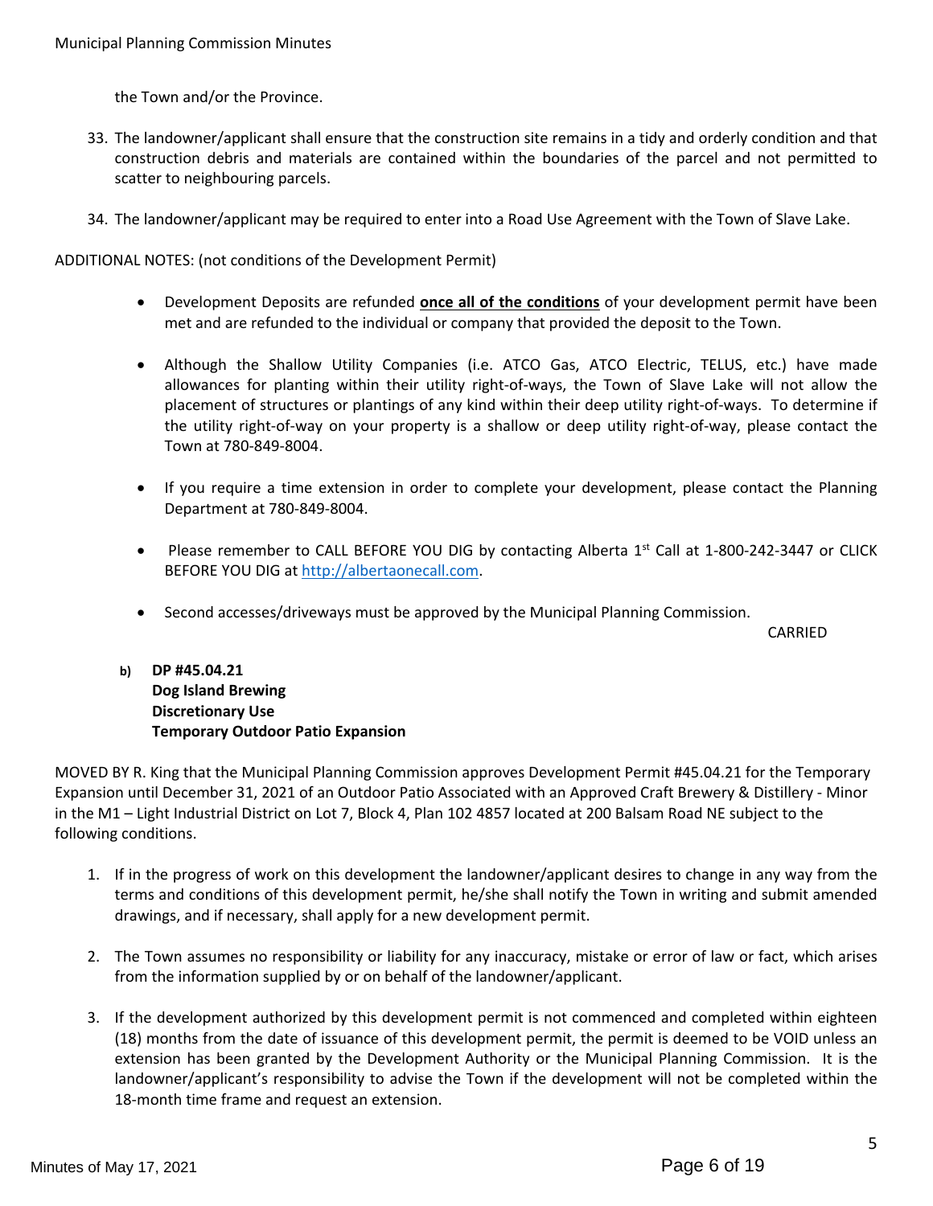the Town and/or the Province.

33. The landowner/applicant shall ensure that the construction site remains in a tidy and orderly condition and that construction debris and materials are contained within the boundaries of the parcel and not permitted to scatter to neighbouring parcels.

34. The landowner/applicant may be required to enter into a Road Use Agreement with the Town of Slave Lake.

ADDITIONAL NOTES: (not conditions of the Development Permit)

- Development Deposits are refunded **once all of the conditions** of your development permit have been met and are refunded to the individual or company that provided the deposit to the Town.

- Although the Shallow Utility Companies (i.e. ATCO Gas, ATCO Electric, TELUS, etc.) have made allowances for planting within their utility right-of-ways, the Town of Slave Lake will not allow the placement of structures or plantings of any kind within their deep utility right-of-ways. To determine if the utility right-of-way on your property is a shallow or deep utility right-of-way, please contact the Town at 780-849-8004.

- If you require a time extension in order to complete your development, please contact the Planning Department at 780-849-8004.

- Please remember to CALL BEFORE YOU DIG by contacting Alberta 1st Call at 1-800-242-3447 or CLICK BEFORE YOU DIG at http://albertaonecall.com.

- Second accesses/driveways must be approved by the Municipal Planning Commission.

CARRIED

**b) DP #45.04.21**
**Dog Island Brewing**
**Discretionary Use**
**Temporary Outdoor Patio Expansion**

MOVED BY R. King that the Municipal Planning Commission approves Development Permit #45.04.21 for the Temporary Expansion until December 31, 2021 of an Outdoor Patio Associated with an Approved Craft Brewery & Distillery - Minor in the M1 – Light Industrial District on Lot 7, Block 4, Plan 102 4857 located at 200 Balsam Road NE subject to the following conditions.

1. If in the progress of work on this development the landowner/applicant desires to change in any way from the terms and conditions of this development permit, he/she shall notify the Town in writing and submit amended drawings, and if necessary, shall apply for a new development permit.

2. The Town assumes no responsibility or liability for any inaccuracy, mistake or error of law or fact, which arises from the information supplied by or on behalf of the landowner/applicant.

3. If the development authorized by this development permit is not commenced and completed within eighteen (18) months from the date of issuance of this development permit, the permit is deemed to be VOID unless an extension has been granted by the Development Authority or the Municipal Planning Commission. It is the landowner/applicant's responsibility to advise the Town if the development will not be completed within the 18-month time frame and request an extension.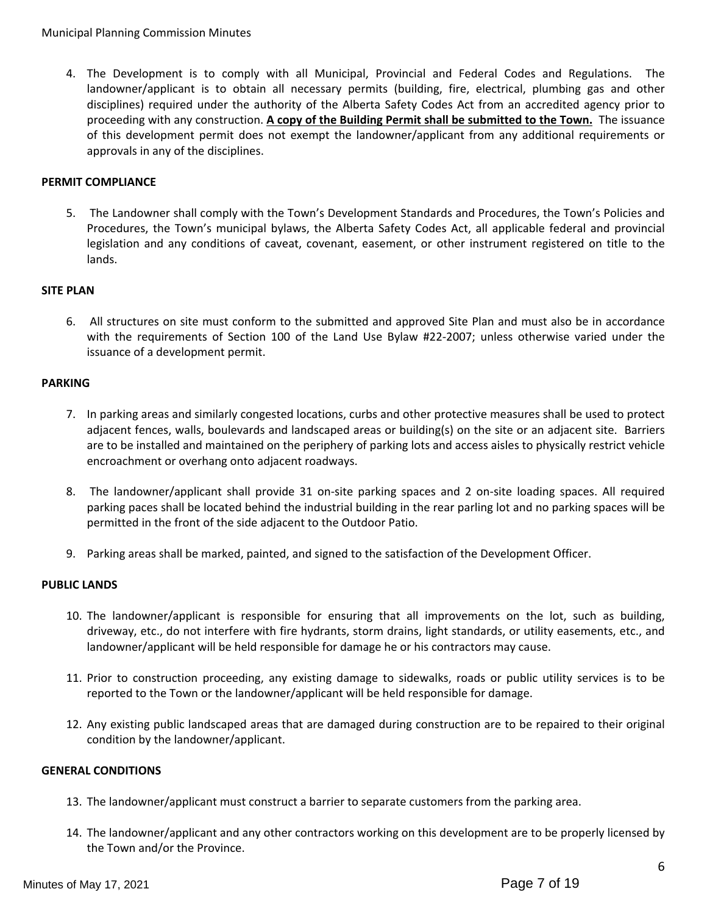4. The Development is to comply with all Municipal, Provincial and Federal Codes and Regulations. The landowner/applicant is to obtain all necessary permits (building, fire, electrical, plumbing gas and other disciplines) required under the authority of the Alberta Safety Codes Act from an accredited agency prior to proceeding with any construction. **A copy of the Building Permit shall be submitted to the Town.** The issuance of this development permit does not exempt the landowner/applicant from any additional requirements or approvals in any of the disciplines.

**PERMIT COMPLIANCE**

5. The Landowner shall comply with the Town's Development Standards and Procedures, the Town's Policies and Procedures, the Town's municipal bylaws, the Alberta Safety Codes Act, all applicable federal and provincial legislation and any conditions of caveat, covenant, easement, or other instrument registered on title to the lands.

**SITE PLAN**

6. All structures on site must conform to the submitted and approved Site Plan and must also be in accordance with the requirements of Section 100 of the Land Use Bylaw #22-2007; unless otherwise varied under the issuance of a development permit.

**PARKING**

7. In parking areas and similarly congested locations, curbs and other protective measures shall be used to protect adjacent fences, walls, boulevards and landscaped areas or building(s) on the site or an adjacent site. Barriers are to be installed and maintained on the periphery of parking lots and access aisles to physically restrict vehicle encroachment or overhang onto adjacent roadways.

8. The landowner/applicant shall provide 31 on-site parking spaces and 2 on-site loading spaces. All required parking paces shall be located behind the industrial building in the rear parling lot and no parking spaces will be permitted in the front of the side adjacent to the Outdoor Patio.

9. Parking areas shall be marked, painted, and signed to the satisfaction of the Development Officer.

**PUBLIC LANDS**

10. The landowner/applicant is responsible for ensuring that all improvements on the lot, such as building, driveway, etc., do not interfere with fire hydrants, storm drains, light standards, or utility easements, etc., and landowner/applicant will be held responsible for damage he or his contractors may cause.

11. Prior to construction proceeding, any existing damage to sidewalks, roads or public utility services is to be reported to the Town or the landowner/applicant will be held responsible for damage.

12. Any existing public landscaped areas that are damaged during construction are to be repaired to their original condition by the landowner/applicant.

**GENERAL CONDITIONS**

13. The landowner/applicant must construct a barrier to separate customers from the parking area.

14. The landowner/applicant and any other contractors working on this development are to be properly licensed by the Town and/or the Province.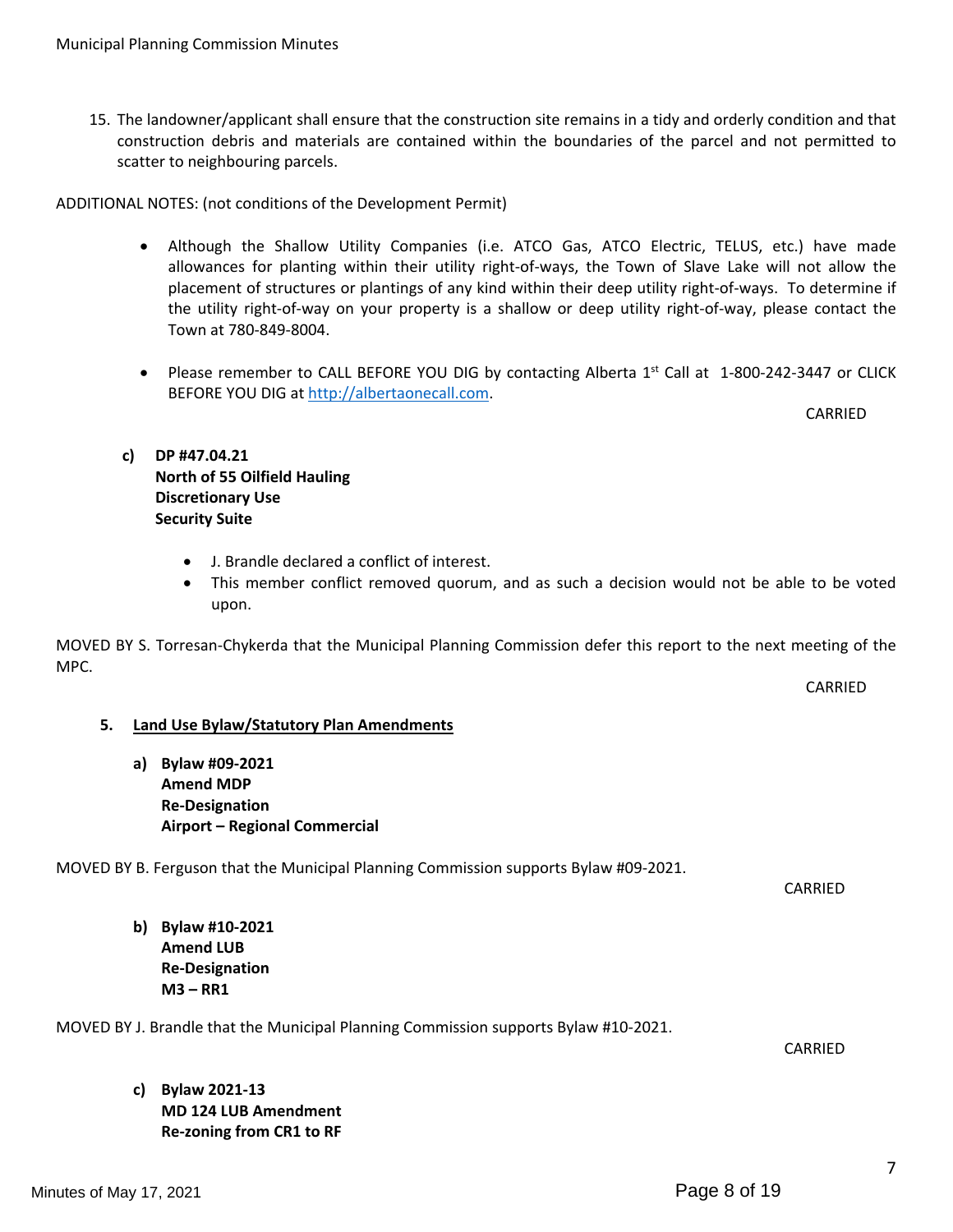15. The landowner/applicant shall ensure that the construction site remains in a tidy and orderly condition and that construction debris and materials are contained within the boundaries of the parcel and not permitted to scatter to neighbouring parcels.

ADDITIONAL NOTES: (not conditions of the Development Permit)

- Although the Shallow Utility Companies (i.e. ATCO Gas, ATCO Electric, TELUS, etc.) have made allowances for planting within their utility right-of-ways, the Town of Slave Lake will not allow the placement of structures or plantings of any kind within their deep utility right-of-ways. To determine if the utility right-of-way on your property is a shallow or deep utility right-of-way, please contact the Town at 780-849-8004.

- Please remember to CALL BEFORE YOU DIG by contacting Alberta 1st Call at 1-800-242-3447 or CLICK BEFORE YOU DIG at http://albertaonecall.com.

CARRIED

**c) DP #47.04.21**
**North of 55 Oilfield Hauling**
**Discretionary Use**
**Security Suite**

- J. Brandle declared a conflict of interest.
- This member conflict removed quorum, and as such a decision would not be able to be voted upon.

MOVED BY S. Torresan-Chykerda that the Municipal Planning Commission defer this report to the next meeting of the MPC.

CARRIED

## 5. Land Use Bylaw/Statutory Plan Amendments

**a) Bylaw #09-2021**
**Amend MDP**
**Re-Designation**
**Airport – Regional Commercial**

MOVED BY B. Ferguson that the Municipal Planning Commission supports Bylaw #09-2021.

CARRIED

**b) Bylaw #10-2021**
**Amend LUB**
**Re-Designation**
**M3 – RR1**

MOVED BY J. Brandle that the Municipal Planning Commission supports Bylaw #10-2021.

CARRIED

**c) Bylaw 2021-13**
**MD 124 LUB Amendment**
**Re-zoning from CR1 to RF**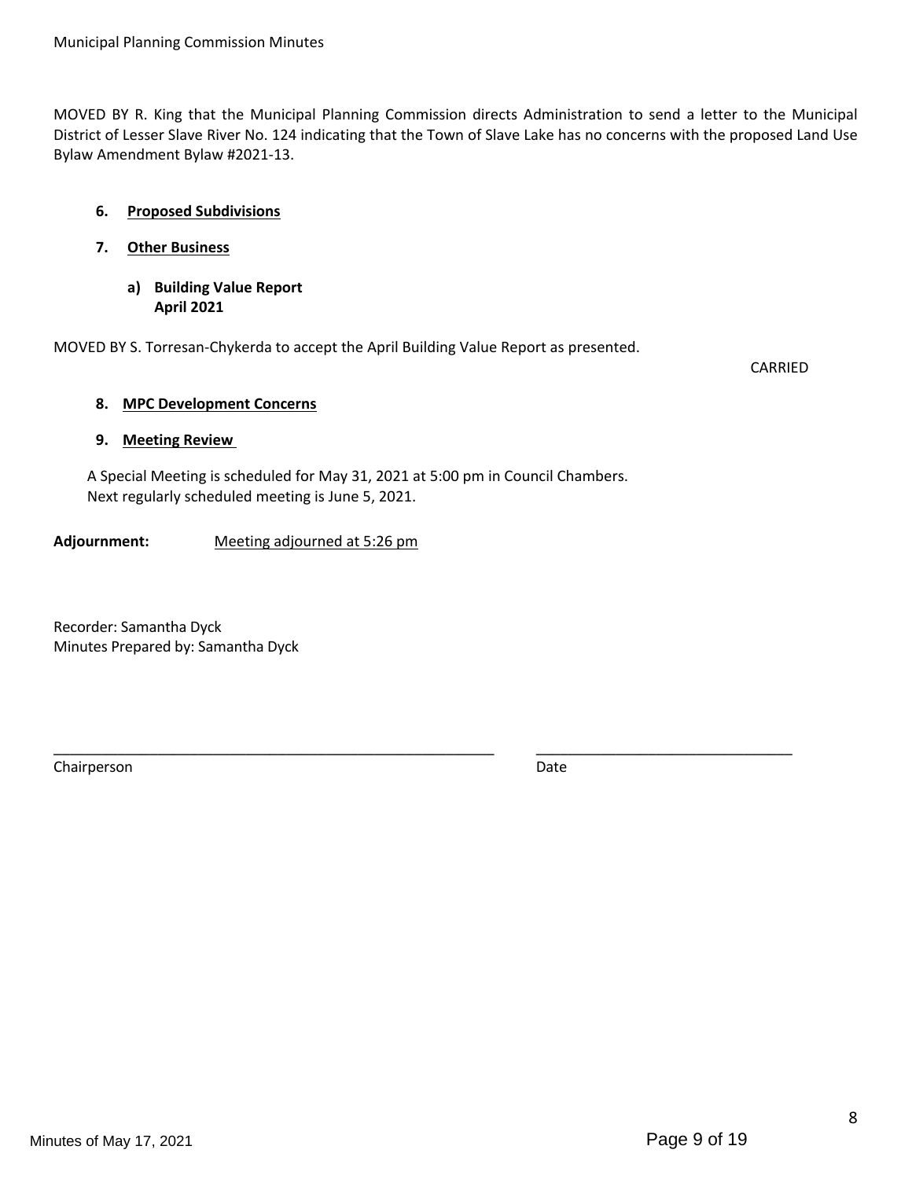MOVED BY R. King that the Municipal Planning Commission directs Administration to send a letter to the Municipal District of Lesser Slave River No. 124 indicating that the Town of Slave Lake has no concerns with the proposed Land Use Bylaw Amendment Bylaw #2021-13.

**6. Proposed Subdivisions**

**7. Other Business**

**a) Building Value Report April 2021**

MOVED BY S. Torresan-Chykerda to accept the April Building Value Report as presented.

CARRIED

**8. MPC Development Concerns**

**9. Meeting Review**

A Special Meeting is scheduled for May 31, 2021 at 5:00 pm in Council Chambers.
Next regularly scheduled meeting is June 5, 2021.

**Adjournment:** Meeting adjourned at 5:26 pm

Recorder: Samantha Dyck
Minutes Prepared by: Samantha Dyck

\_\_\_\_\_\_\_\_\_\_\_\_\_\_\_\_\_\_\_\_\_\_\_\_\_\_\_\_\_\_ \_\_\_\_\_\_\_\_\_\_\_\_\_\_\_\_\_\_\_\_
Chairperson Date

Minutes of May 17, 2021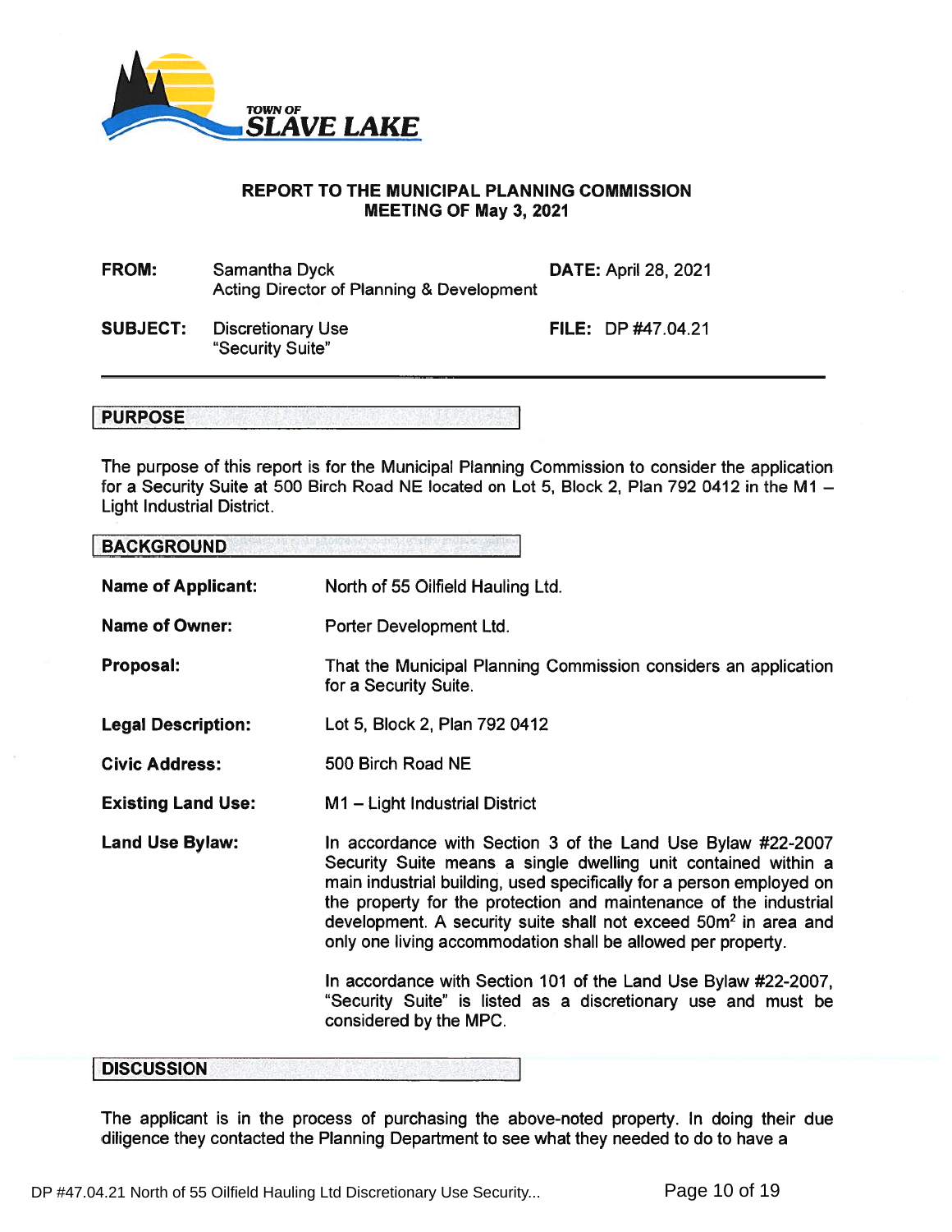TOWN OF SLAVE LAKE

## REPORT TO THE MUNICIPAL PLANNING COMMISSION
## MEETING OF May 3, 2021

**FROM:** Samantha Dyck
Acting Director of Planning & Development

**DATE:** April 28, 2021

**SUBJECT:** Discretionary Use
"Security Suite"

**FILE:** DP #47.04.21

---

## PURPOSE

The purpose of this report is for the Municipal Planning Commission to consider the application for a Security Suite at 500 Birch Road NE located on Lot 5, Block 2, Plan 792 0412 in the M1 – Light Industrial District.

## BACKGROUND

**Name of Applicant:** North of 55 Oilfield Hauling Ltd.

**Name of Owner:** Porter Development Ltd.

**Proposal:** That the Municipal Planning Commission considers an application for a Security Suite.

**Legal Description:** Lot 5, Block 2, Plan 792 0412

**Civic Address:** 500 Birch Road NE

**Existing Land Use:** M1 – Light Industrial District

**Land Use Bylaw:** In accordance with Section 3 of the Land Use Bylaw #22-2007 Security Suite means a single dwelling unit contained within a main industrial building, used specifically for a person employed on the property for the protection and maintenance of the industrial development. A security suite shall not exceed 50m² in area and only one living accommodation shall be allowed per property.

In accordance with Section 101 of the Land Use Bylaw #22-2007, "Security Suite" is listed as a discretionary use and must be considered by the MPC.

## DISCUSSION

The applicant is in the process of purchasing the above-noted property. In doing their due diligence they contacted the Planning Department to see what they needed to do to have a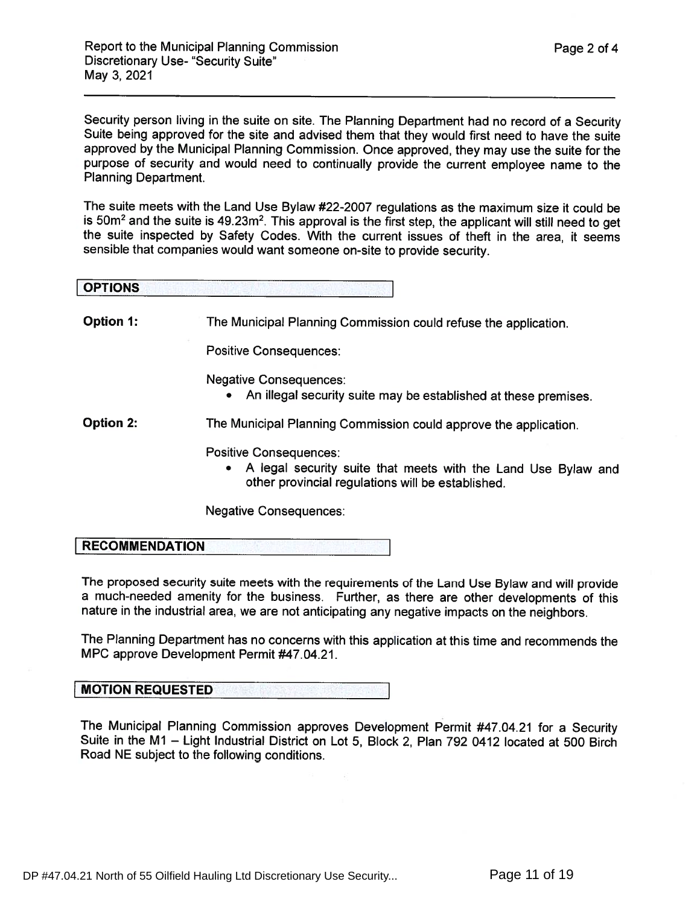Security person living in the suite on site. The Planning Department had no record of a Security Suite being approved for the site and advised them that they would first need to have the suite approved by the Municipal Planning Commission. Once approved, they may use the suite for the purpose of security and would need to continually provide the current employee name to the Planning Department.

The suite meets with the Land Use Bylaw #22-2007 regulations as the maximum size it could be is $50m^2$ and the suite is $49.23m^2$. This approval is the first step, the applicant will still need to get the suite inspected by Safety Codes. With the current issues of theft in the area, it seems sensible that companies would want someone on-site to provide security.

## OPTIONS

**Option 1:** The Municipal Planning Commission could refuse the application.

Positive Consequences:

Negative Consequences:

- An illegal security suite may be established at these premises.

**Option 2:** The Municipal Planning Commission could approve the application.

Positive Consequences:

- A legal security suite that meets with the Land Use Bylaw and other provincial regulations will be established.

Negative Consequences:

## RECOMMENDATION

The proposed security suite meets with the requirements of the Land Use Bylaw and will provide a much-needed amenity for the business. Further, as there are other developments of this nature in the industrial area, we are not anticipating any negative impacts on the neighbors.

The Planning Department has no concerns with this application at this time and recommends the MPC approve Development Permit #47.04.21.

## MOTION REQUESTED

The Municipal Planning Commission approves Development Permit #47.04.21 for a Security Suite in the M1 – Light Industrial District on Lot 5, Block 2, Plan 792 0412 located at 500 Birch Road NE subject to the following conditions.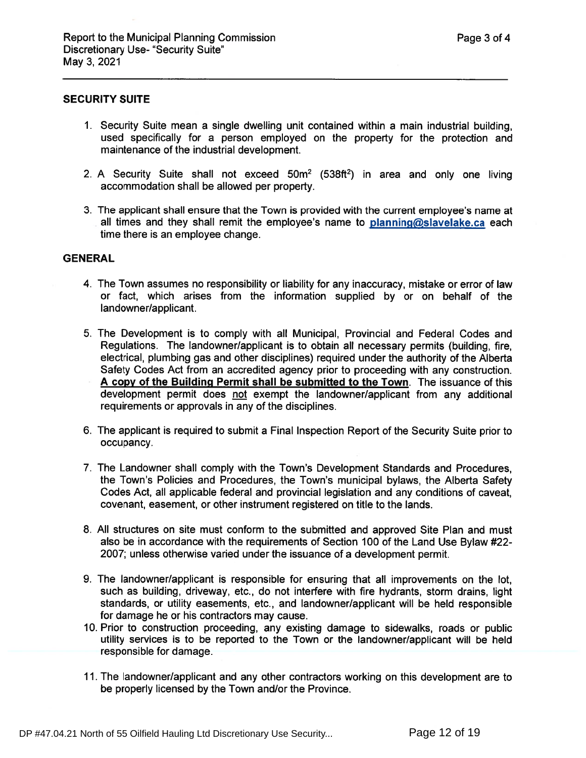## SECURITY SUITE

1. Security Suite mean a single dwelling unit contained within a main industrial building, used specifically for a person employed on the property for the protection and maintenance of the industrial development.

2. A Security Suite shall not exceed $50m^2$ ($538ft^2$) in area and only one living accommodation shall be allowed per property.

3. The applicant shall ensure that the Town is provided with the current employee's name at all times and they shall remit the employee's name to **planning@slavelake.ca** each time there is an employee change.

## GENERAL

4. The Town assumes no responsibility or liability for any inaccuracy, mistake or error of law or fact, which arises from the information supplied by or on behalf of the landowner/applicant.

5. The Development is to comply with all Municipal, Provincial and Federal Codes and Regulations. The landowner/applicant is to obtain all necessary permits (building, fire, electrical, plumbing gas and other disciplines) required under the authority of the Alberta Safety Codes Act from an accredited agency prior to proceeding with any construction. **A copy of the Building Permit shall be submitted to the Town**. The issuance of this development permit does not exempt the landowner/applicant from any additional requirements or approvals in any of the disciplines.

6. The applicant is required to submit a Final Inspection Report of the Security Suite prior to occupancy.

7. The Landowner shall comply with the Town's Development Standards and Procedures, the Town's Policies and Procedures, the Town's municipal bylaws, the Alberta Safety Codes Act, all applicable federal and provincial legislation and any conditions of caveat, covenant, easement, or other instrument registered on title to the lands.

8. All structures on site must conform to the submitted and approved Site Plan and must also be in accordance with the requirements of Section 100 of the Land Use Bylaw #22-2007; unless otherwise varied under the issuance of a development permit.

9. The landowner/applicant is responsible for ensuring that all improvements on the lot, such as building, driveway, etc., do not interfere with fire hydrants, storm drains, light standards, or utility easements, etc., and landowner/applicant will be held responsible for damage he or his contractors may cause.

10. Prior to construction proceeding, any existing damage to sidewalks, roads or public utility services is to be reported to the Town or the landowner/applicant will be held responsible for damage.

11. The landowner/applicant and any other contractors working on this development are to be properly licensed by the Town and/or the Province.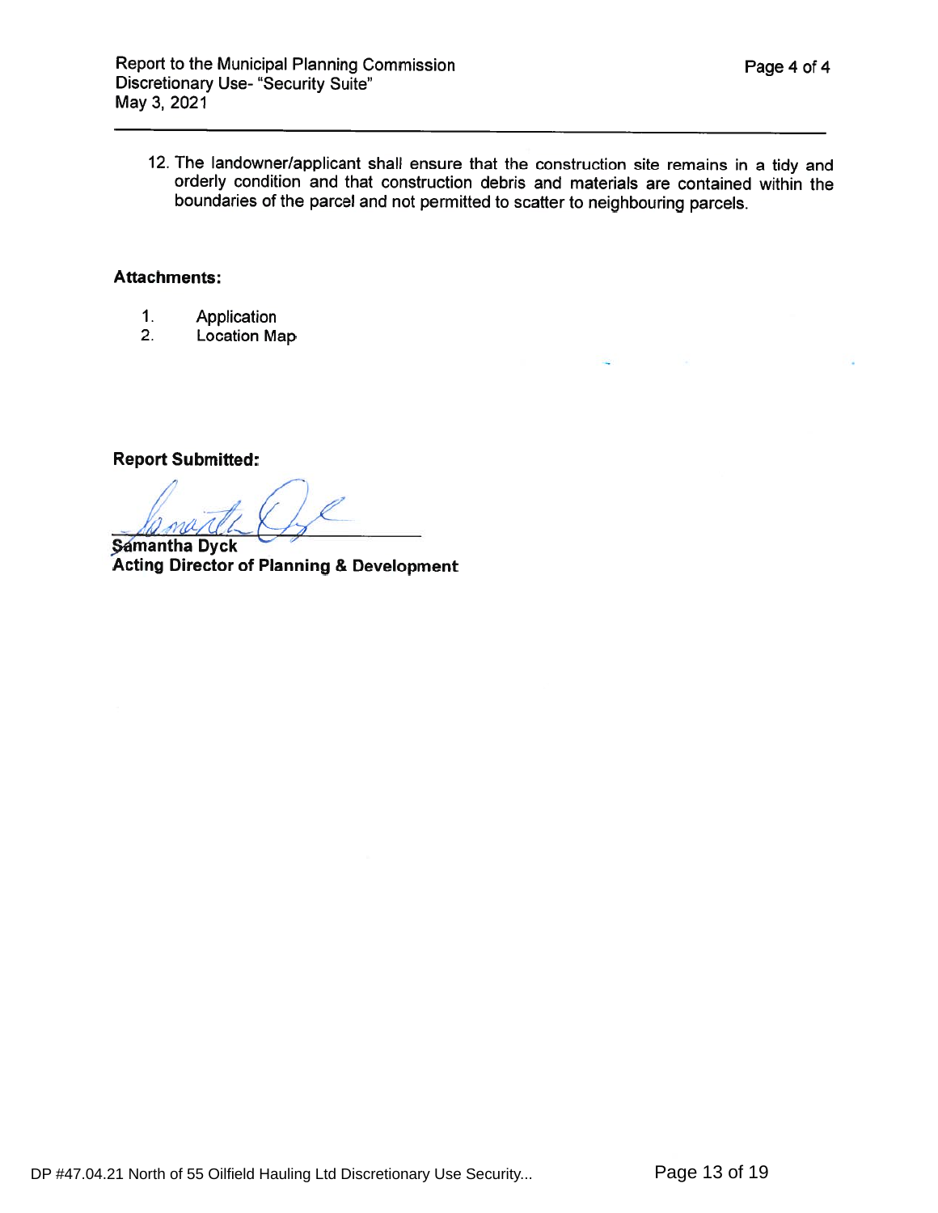12. The landowner/applicant shall ensure that the construction site remains in a tidy and orderly condition and that construction debris and materials are contained within the boundaries of the parcel and not permitted to scatter to neighbouring parcels.

**Attachments:**

1. Application
2. Location Map

**Report Submitted:**

**Samantha Dyck**
**Acting Director of Planning & Development**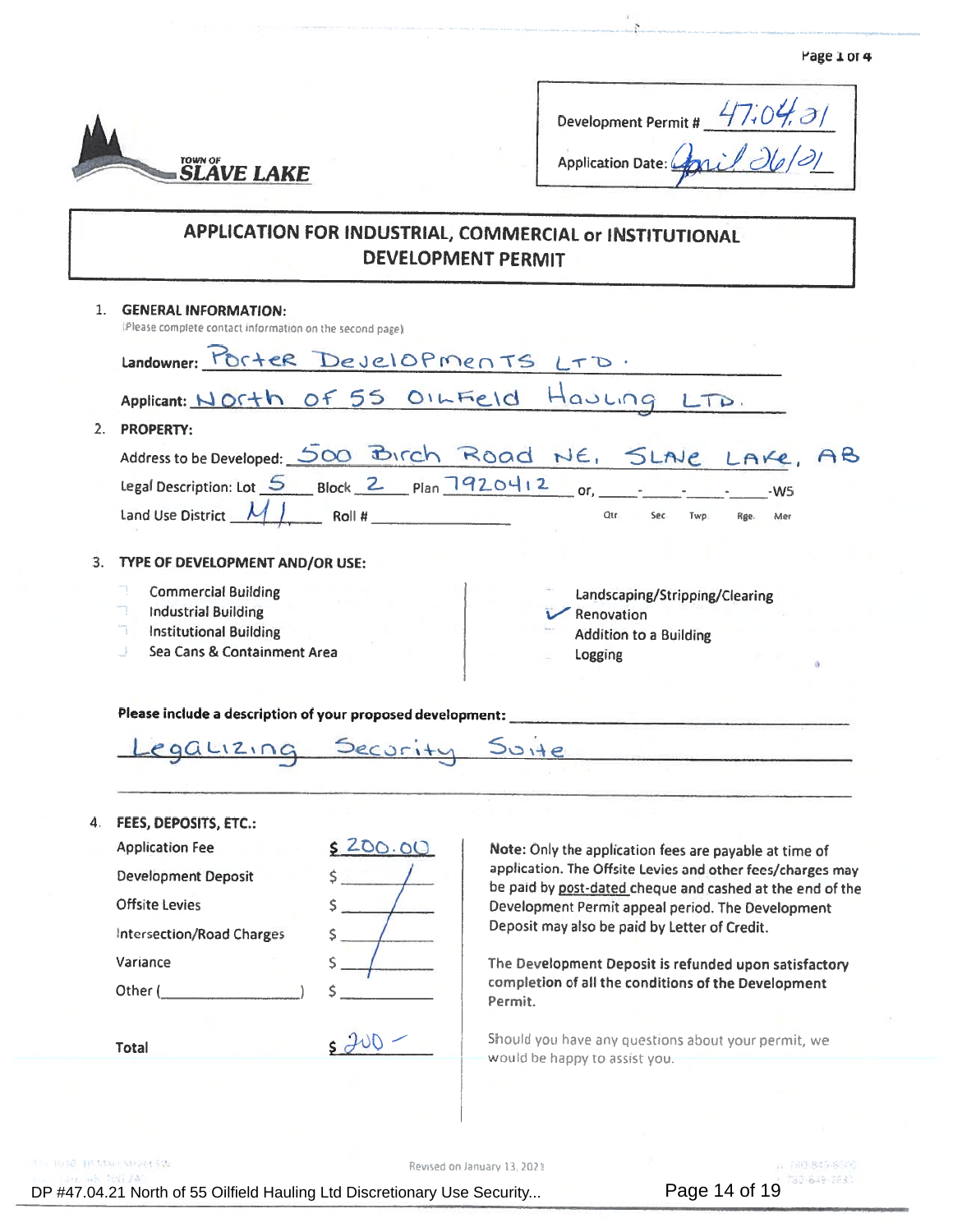Page 1 of 4

TOWN OF SLAVE LAKE

Development Permit # 47.04.21

Application Date: April 26/21

# APPLICATION FOR INDUSTRIAL, COMMERCIAL or INSTITUTIONAL DEVELOPMENT PERMIT

1. **GENERAL INFORMATION:**
(Please complete contact information on the second page)

**Landowner:** Porter Developments LTD.

**Applicant:** North of 55 Oilfield Hauling LTD.

2. **PROPERTY:**

Address to be Developed: 500 Birch Road NE, Slave Lake, AB

Legal Description: Lot 5 Block 2 Plan 7920412 or, \_\_\_\_-\_\_\_\_-\_\_\_\_-\_\_\_\_-W5 (Qtr Sec Twp Rge Mer)

Land Use District M1 Roll # \_\_\_\_\_\_\_\_

3. **TYPE OF DEVELOPMENT AND/OR USE:**

- [ ] Commercial Building
- [ ] Industrial Building
- [ ] Institutional Building
- [ ] Sea Cans & Containment Area
- [ ] Landscaping/Stripping/Clearing
- [x] Renovation
- [ ] Addition to a Building
- [ ] Logging

**Please include a description of your proposed development:**

Legalizing Security Suite

4. **FEES, DEPOSITS, ETC.:**

| | |
|---|---|
| Application Fee | $ 200.00 |
| Development Deposit | $ / |
| Offsite Levies | $ / |
| Intersection/Road Charges | $ / |
| Variance | $ / |
| Other (\_\_\_\_\_\_\_\_) | $ |
| **Total** | $ 200 – |

**Note:** Only the application fees are payable at time of application. The Offsite Levies and other fees/charges may be paid by post-dated cheque and cashed at the end of the Development Permit appeal period. The Development Deposit may also be paid by Letter of Credit.

**The Development Deposit is refunded upon satisfactory completion of all the conditions of the Development Permit.**

Should you have any questions about your permit, we would be happy to assist you.

Revised on January 13, 2021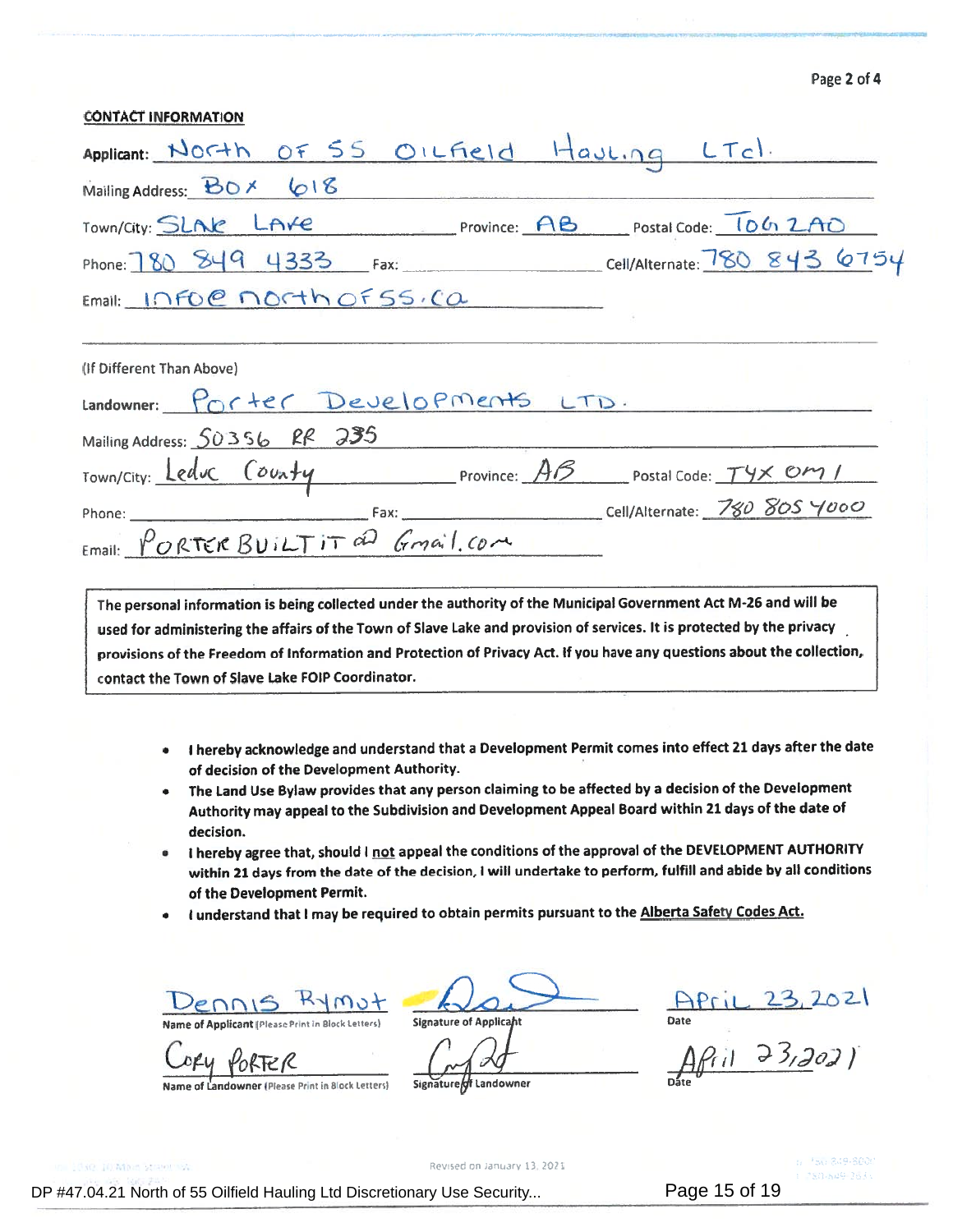**CONTACT INFORMATION**

Applicant: North of 55 Oilfield Hauling LTd.

Mailing Address: BOX 618

Town/City: SLAKE LAKE Province: AB Postal Code: T0G 2A0

Phone: 780 849 4333 Fax: Cell/Alternate: 780 843 6754

Email: info@northof55.ca

(If Different Than Above)

Landowner: Porter Developments LTD.

Mailing Address: 50356 RR 235

Town/City: Leduc County Province: AB Postal Code: T4X 0M1

Phone: Fax: Cell/Alternate: 780 805 4000

Email: PORTERBUILTIT@Gmail.com

> **The personal information is being collected under the authority of the Municipal Government Act M-26 and will be used for administering the affairs of the Town of Slave Lake and provision of services. It is protected by the privacy provisions of the Freedom of Information and Protection of Privacy Act. If you have any questions about the collection, contact the Town of Slave Lake FOIP Coordinator.**

- **I hereby acknowledge and understand that a Development Permit comes into effect 21 days after the date of decision of the Development Authority.**
- **The Land Use Bylaw provides that any person claiming to be affected by a decision of the Development Authority may appeal to the Subdivision and Development Appeal Board within 21 days of the date of decision.**
- **I hereby agree that, should I not appeal the conditions of the approval of the DEVELOPMENT AUTHORITY within 21 days from the date of the decision, I will undertake to perform, fulfill and abide by all conditions of the Development Permit.**
- **I understand that I may be required to obtain permits pursuant to the Alberta Safety Codes Act.**

| Dennis Rymut | [signature] | April 23, 2021 |
|---|---|---|
| Name of Applicant (Please Print in Block Letters) | Signature of Applicant | Date |
| Cory Porter | [signature] | April 23, 2021 |
| Name of Landowner (Please Print in Block Letters) | Signature of Landowner | Date |

Revised on January 13, 2021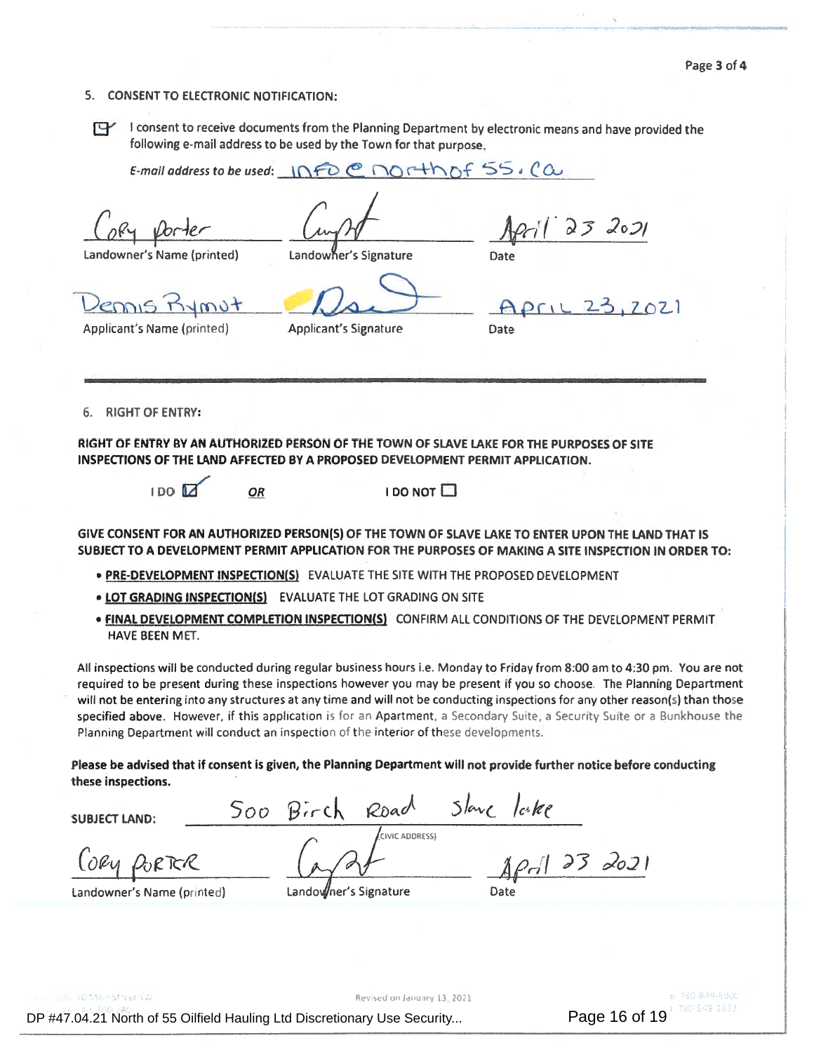## 5. CONSENT TO ELECTRONIC NOTIFICATION:

☑ I consent to receive documents from the Planning Department by electronic means and have provided the following e-mail address to be used by the Town for that purpose.

*E-mail address to be used:* INFO@northof55.ca

| Cory Porter | [signature] | April 23 2021 |
|---|---|---|
| Landowner's Name (printed) | Landowner's Signature | Date |
| Dennis Rymut | [signature] | APRIL 23, 2021 |
| Applicant's Name (printed) | Applicant's Signature | Date |

## 6. RIGHT OF ENTRY:

**RIGHT OF ENTRY BY AN AUTHORIZED PERSON OF THE TOWN OF SLAVE LAKE FOR THE PURPOSES OF SITE INSPECTIONS OF THE LAND AFFECTED BY A PROPOSED DEVELOPMENT PERMIT APPLICATION.**

I DO ☑ ***OR*** I DO NOT ☐

**GIVE CONSENT FOR AN AUTHORIZED PERSON(S) OF THE TOWN OF SLAVE LAKE TO ENTER UPON THE LAND THAT IS SUBJECT TO A DEVELOPMENT PERMIT APPLICATION FOR THE PURPOSES OF MAKING A SITE INSPECTION IN ORDER TO:**

- **PRE-DEVELOPMENT INSPECTION(S)** EVALUATE THE SITE WITH THE PROPOSED DEVELOPMENT
- **LOT GRADING INSPECTION(S)** EVALUATE THE LOT GRADING ON SITE
- **FINAL DEVELOPMENT COMPLETION INSPECTION(S)** CONFIRM ALL CONDITIONS OF THE DEVELOPMENT PERMIT HAVE BEEN MET.

All inspections will be conducted during regular business hours i.e. Monday to Friday from 8:00 am to 4:30 pm. You are not required to be present during these inspections however you may be present if you so choose. The Planning Department will not be entering into any structures at any time and will not be conducting inspections for any other reason(s) than those specified above. However, if this application is for an Apartment, a Secondary Suite, a Security Suite or a Bunkhouse the Planning Department will conduct an inspection of the interior of these developments.

**Please be advised that if consent is given, the Planning Department will not provide further notice before conducting these inspections.**

**SUBJECT LAND:** 500 Birch Road Slave Lake
(CIVIC ADDRESS)

| CORY PORTER | [signature] | April 23 2021 |
|---|---|---|
| Landowner's Name (printed) | Landowner's Signature | Date |

Revised on January 13, 2021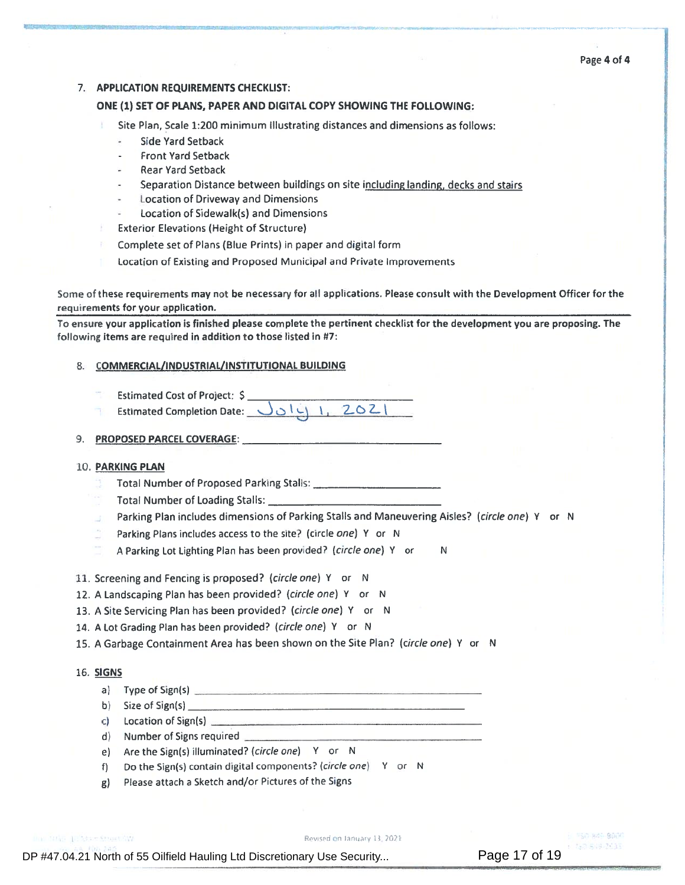7. **APPLICATION REQUIREMENTS CHECKLIST:**

**ONE (1) SET OF PLANS, PAPER AND DIGITAL COPY SHOWING THE FOLLOWING:**

- Site Plan, Scale 1:200 minimum Illustrating distances and dimensions as follows:
  - Side Yard Setback
  - Front Yard Setback
  - Rear Yard Setback
  - Separation Distance between buildings on site including landing, decks and stairs
  - Location of Driveway and Dimensions
  - Location of Sidewalk(s) and Dimensions
- Exterior Elevations (Height of Structure)
- Complete set of Plans (Blue Prints) in paper and digital form
- Location of Existing and Proposed Municipal and Private Improvements

**Some of these requirements may not be necessary for all applications. Please consult with the Development Officer for the requirements for your application.**

**To ensure your application is finished please complete the pertinent checklist for the development you are proposing. The following items are required in addition to those listed in #7:**

8. **COMMERCIAL/INDUSTRIAL/INSTITUTIONAL BUILDING**

- Estimated Cost of Project: $ ______________________
- Estimated Completion Date: July 1, 2021

9. **PROPOSED PARCEL COVERAGE**: ______________________

10. **PARKING PLAN**

- Total Number of Proposed Parking Stalls: ______________________
- Total Number of Loading Stalls: ______________________
- Parking Plan includes dimensions of Parking Stalls and Maneuvering Aisles? (*circle one*) Y or N
- Parking Plans includes access to the site? (circle *one*) Y or N
- A Parking Lot Lighting Plan has been provided? (*circle one*) Y or N

11. Screening and Fencing is proposed? (*circle one*) Y or N
12. A Landscaping Plan has been provided? (*circle one*) Y or N
13. A Site Servicing Plan has been provided? (*circle one*) Y or N
14. A Lot Grading Plan has been provided? (*circle one*) Y or N
15. A Garbage Containment Area has been shown on the Site Plan? (*circle one*) Y or N

16. **SIGNS**

a) Type of Sign(s) ______________________
b) Size of Sign(s) ______________________
c) Location of Sign(s) ______________________
d) Number of Signs required ______________________
e) Are the Sign(s) illuminated? (*circle one*) Y or N
f) Do the Sign(s) contain digital components? (*circle one*) Y or N
g) Please attach a Sketch and/or Pictures of the Signs

Revised on January 13, 2021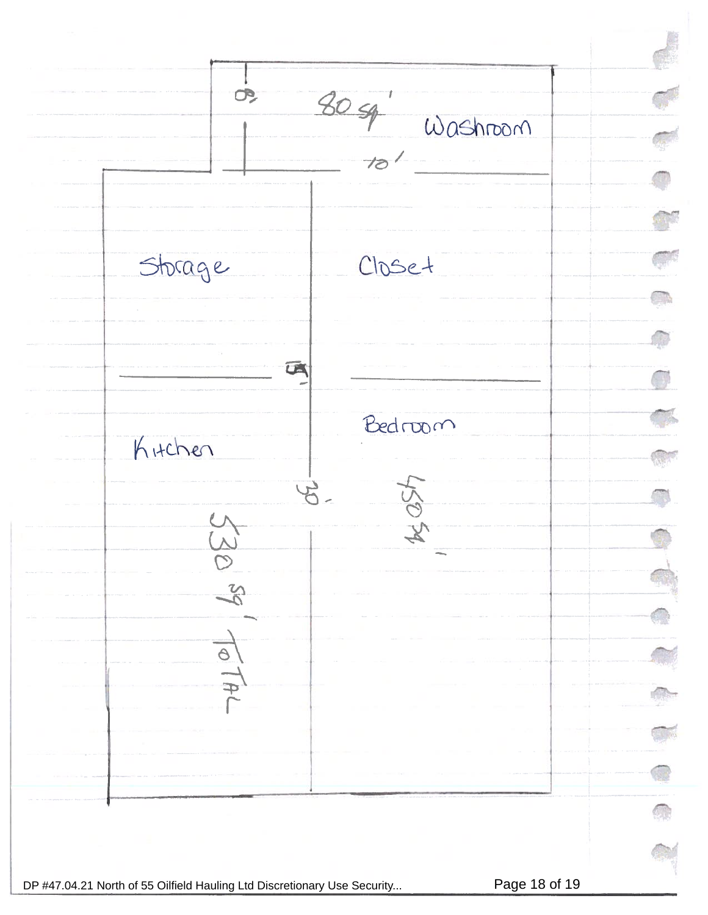8'

80 sq'

Washroom

10'

Storage

Closet

Kitchen

Bedroom

30'

450 sq'

530 sq' TOTAL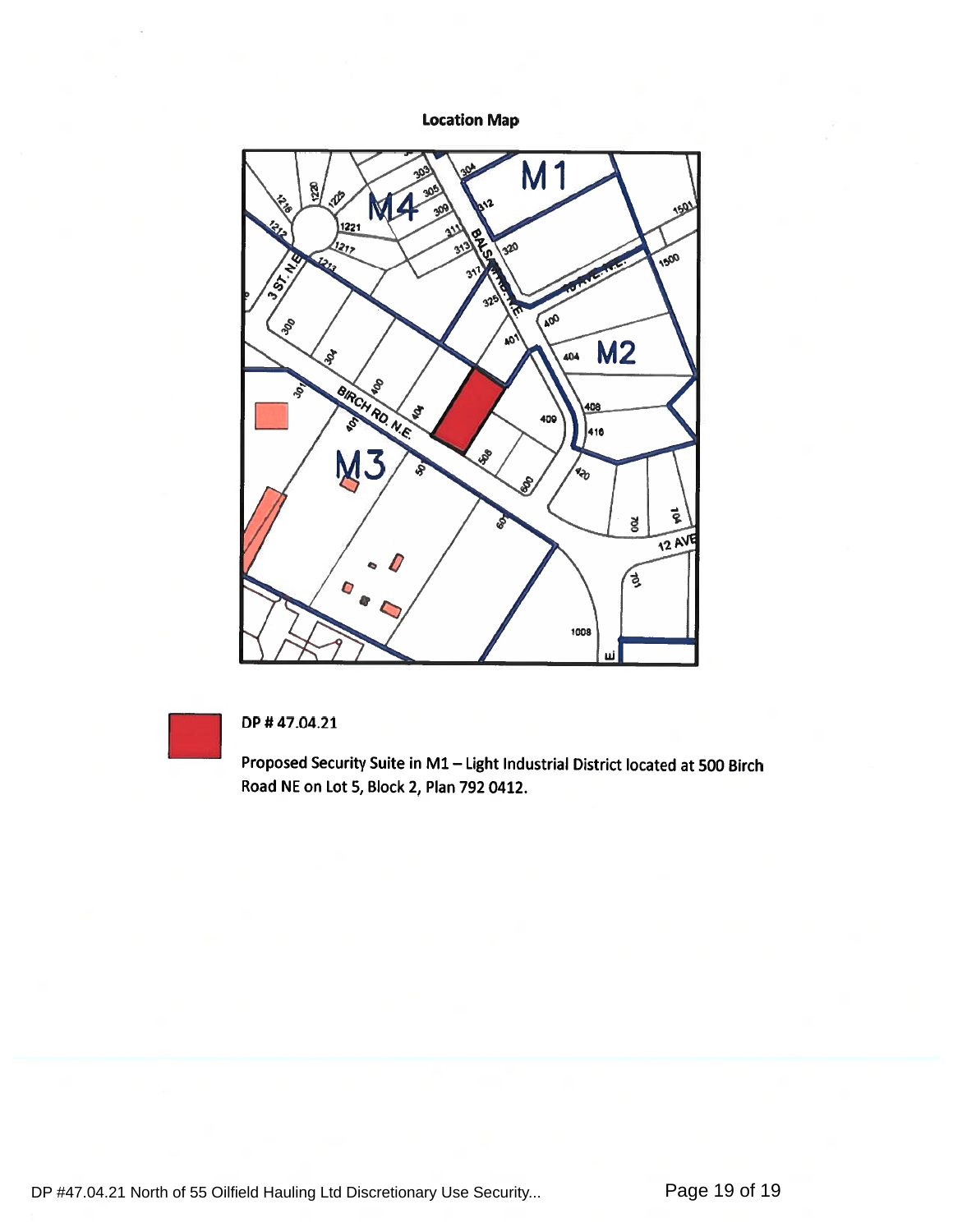**Location Map**

M1

M2

M3

M4

BIRCH RD. N.E.

BALSAM AVE.

3 ST. N.E.

10 AVE. N.E.

12 AVE

DP # 47.04.21

Proposed Security Suite in M1 – Light Industrial District located at 500 Birch Road NE on Lot 5, Block 2, Plan 792 0412.